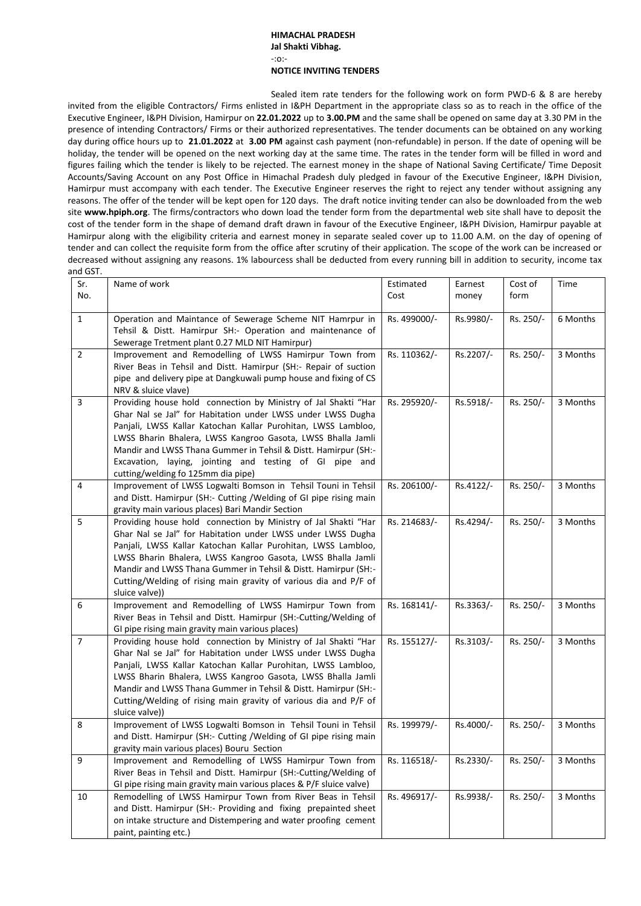**HIMACHAL PRADESH**
**Jal Shakti Vibhag.**
-:o:-
**NOTICE INVITING TENDERS**

Sealed item rate tenders for the following work on form PWD-6 & 8 are hereby invited from the eligible Contractors/ Firms enlisted in I&PH Department in the appropriate class so as to reach in the office of the Executive Engineer, I&PH Division, Hamirpur on **22.01.2022** up to **3.00.PM** and the same shall be opened on same day at 3.30 PM in the presence of intending Contractors/ Firms or their authorized representatives. The tender documents can be obtained on any working day during office hours up to **21.01.2022** at **3.00 PM** against cash payment (non-refundable) in person. If the date of opening will be holiday, the tender will be opened on the next working day at the same time. The rates in the tender form will be filled in word and figures failing which the tender is likely to be rejected. The earnest money in the shape of National Saving Certificate/ Time Deposit Accounts/Saving Account on any Post Office in Himachal Pradesh duly pledged in favour of the Executive Engineer, I&PH Division, Hamirpur must accompany with each tender. The Executive Engineer reserves the right to reject any tender without assigning any reasons. The offer of the tender will be kept open for 120 days. The draft notice inviting tender can also be downloaded from the web site **www.hpiph.org**. The firms/contractors who down load the tender form from the departmental web site shall have to deposit the cost of the tender form in the shape of demand draft drawn in favour of the Executive Engineer, I&PH Division, Hamirpur payable at Hamirpur along with the eligibility criteria and earnest money in separate sealed cover up to 11.00 A.M. on the day of opening of tender and can collect the requisite form from the office after scrutiny of their application. The scope of the work can be increased or decreased without assigning any reasons. 1% labourcess shall be deducted from every running bill in addition to security, income tax and GST.

| Sr. No. | Name of work | Estimated Cost | Earnest money | Cost of form | Time |
|---|---|---|---|---|---|
| 1 | Operation and Maintance of Sewerage Scheme NIT Hamrpur in Tehsil & Distt. Hamirpur SH:- Operation and maintenance of Sewerage Tretment plant 0.27 MLD NIT Hamirpur) | Rs. 499000/- | Rs.9980/- | Rs. 250/- | 6 Months |
| 2 | Improvement and Remodelling of LWSS Hamirpur Town from River Beas in Tehsil and Distt. Hamirpur (SH:- Repair of suction pipe and delivery pipe at Dangkuwali pump house and fixing of CS NRV & sluice vlave) | Rs. 110362/- | Rs.2207/- | Rs. 250/- | 3 Months |
| 3 | Providing house hold connection by Ministry of Jal Shakti "Har Ghar Nal se Jal" for Habitation under LWSS under LWSS Dugha Panjali, LWSS Kallar Katochan Kallar Purohitan, LWSS Lambloo, LWSS Bharin Bhalera, LWSS Kangroo Gasota, LWSS Bhalla Jamli Mandir and LWSS Thana Gummer in Tehsil & Distt. Hamirpur (SH:- Excavation, laying, jointing and testing of GI pipe and cutting/welding fo 125mm dia pipe) | Rs. 295920/- | Rs.5918/- | Rs. 250/- | 3 Months |
| 4 | Improvement of LWSS Logwalti Bomson in Tehsil Touni in Tehsil and Distt. Hamirpur (SH:- Cutting /Welding of GI pipe rising main gravity main various places) Bari Mandir Section | Rs. 206100/- | Rs.4122/- | Rs. 250/- | 3 Months |
| 5 | Providing house hold connection by Ministry of Jal Shakti "Har Ghar Nal se Jal" for Habitation under LWSS under LWSS Dugha Panjali, LWSS Kallar Katochan Kallar Purohitan, LWSS Lambloo, LWSS Bharin Bhalera, LWSS Kangroo Gasota, LWSS Bhalla Jamli Mandir and LWSS Thana Gummer in Tehsil & Distt. Hamirpur (SH:- Cutting/Welding of rising main gravity of various dia and P/F of sluice valve)) | Rs. 214683/- | Rs.4294/- | Rs. 250/- | 3 Months |
| 6 | Improvement and Remodelling of LWSS Hamirpur Town from River Beas in Tehsil and Distt. Hamirpur (SH:-Cutting/Welding of GI pipe rising main gravity main various places) | Rs. 168141/- | Rs.3363/- | Rs. 250/- | 3 Months |
| 7 | Providing house hold connection by Ministry of Jal Shakti "Har Ghar Nal se Jal" for Habitation under LWSS under LWSS Dugha Panjali, LWSS Kallar Katochan Kallar Purohitan, LWSS Lambloo, LWSS Bharin Bhalera, LWSS Kangroo Gasota, LWSS Bhalla Jamli Mandir and LWSS Thana Gummer in Tehsil & Distt. Hamirpur (SH:- Cutting/Welding of rising main gravity of various dia and P/F of sluice valve)) | Rs. 155127/- | Rs.3103/- | Rs. 250/- | 3 Months |
| 8 | Improvement of LWSS Logwalti Bomson in Tehsil Touni in Tehsil and Distt. Hamirpur (SH:- Cutting /Welding of GI pipe rising main gravity main various places) Bouru Section | Rs. 199979/- | Rs.4000/- | Rs. 250/- | 3 Months |
| 9 | Improvement and Remodelling of LWSS Hamirpur Town from River Beas in Tehsil and Distt. Hamirpur (SH:-Cutting/Welding of GI pipe rising main gravity main various places & P/F sluice valve) | Rs. 116518/- | Rs.2330/- | Rs. 250/- | 3 Months |
| 10 | Remodelling of LWSS Hamirpur Town from River Beas in Tehsil and Distt. Hamirpur (SH:- Providing and fixing prepainted sheet on intake structure and Distempering and water proofing cement paint, painting etc.) | Rs. 496917/- | Rs.9938/- | Rs. 250/- | 3 Months |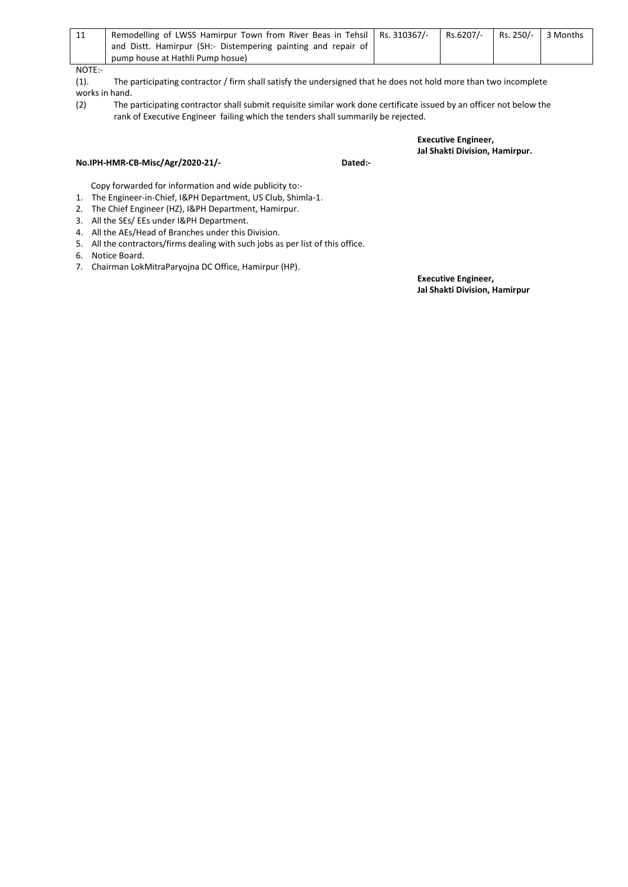| | | | | | |
|---|---|---|---|---|---|
| 11 | Remodelling of LWSS Hamirpur Town from River Beas in Tehsil and Distt. Hamirpur (SH:- Distempering painting and repair of pump house at Hathli Pump hosue) | Rs. 310367/- | Rs.6207/- | Rs. 250/- | 3 Months |

NOTE:-

(1). The participating contractor / firm shall satisfy the undersigned that he does not hold more than two incomplete works in hand.

(2) The participating contractor shall submit requisite similar work done certificate issued by an officer not below the rank of Executive Engineer failing which the tenders shall summarily be rejected.

**Executive Engineer,**
**Jal Shakti Division, Hamirpur.**

**No.IPH-HMR-CB-Misc/Agr/2020-21/-** **Dated:-**

Copy forwarded for information and wide publicity to:-

1. The Engineer-in-Chief, I&PH Department, US Club, Shimla-1.
2. The Chief Engineer (HZ), I&PH Department, Hamirpur.
3. All the SEs/ EEs under I&PH Department.
4. All the AEs/Head of Branches under this Division.
5. All the contractors/firms dealing with such jobs as per list of this office.
6. Notice Board.
7. Chairman LokMitraParyojna DC Office, Hamirpur (HP).

**Executive Engineer,**
**Jal Shakti Division, Hamirpur**